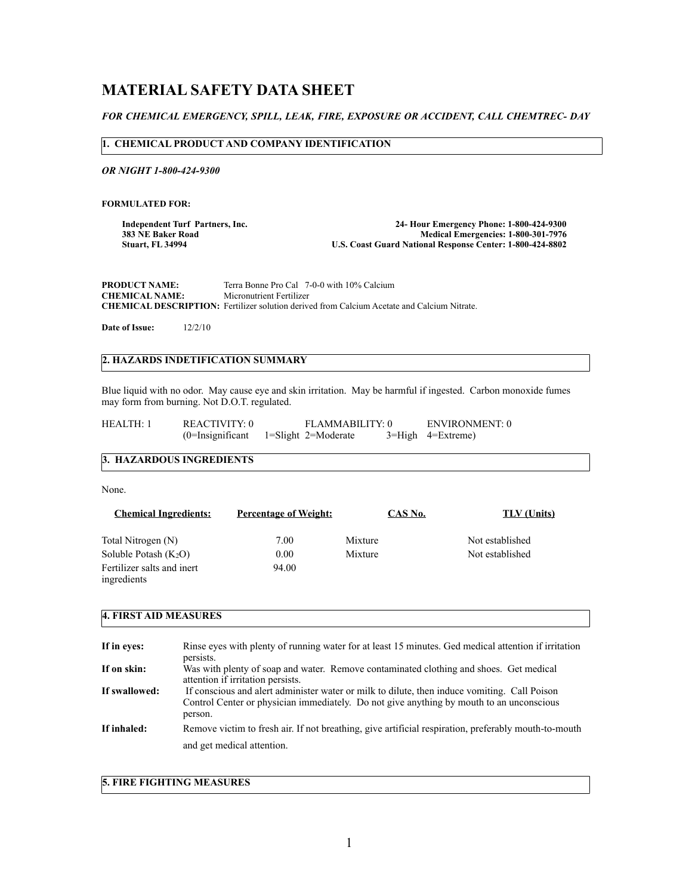# MATERIAL SAFETY DATA SHEET

***FOR CHEMICAL EMERGENCY, SPILL, LEAK, FIRE, EXPOSURE OR ACCIDENT, CALL CHEMTREC- DAY***

## 1. CHEMICAL PRODUCT AND COMPANY IDENTIFICATION

***OR NIGHT 1-800-424-9300***

**FORMULATED FOR:**

**Independent Turf Partners, Inc.**
**383 NE Baker Road**
**Stuart, FL 34994**

**24- Hour Emergency Phone: 1-800-424-9300**
**Medical Emergencies: 1-800-301-7976**
**U.S. Coast Guard National Response Center: 1-800-424-8802**

**PRODUCT NAME:** Terra Bonne Pro Cal 7-0-0 with 10% Calcium
**CHEMICAL NAME:** Micronutrient Fertilizer
**CHEMICAL DESCRIPTION:** Fertilizer solution derived from Calcium Acetate and Calcium Nitrate.

**Date of Issue:** 12/2/10

## 2. HAZARDS INDETIFICATION SUMMARY

Blue liquid with no odor. May cause eye and skin irritation. May be harmful if ingested. Carbon monoxide fumes may form from burning. Not D.O.T. regulated.

HEALTH: 1 REACTIVITY: 0 FLAMMABILITY: 0 ENVIRONMENT: 0
(0=Insignificant 1=Slight 2=Moderate 3=High 4=Extreme)

## 3. HAZARDOUS INGREDIENTS

None.

| Chemical Ingredients: | Percentage of Weight: | CAS No. | TLV (Units) |
|---|---|---|---|
| Total Nitrogen (N) | 7.00 | Mixture | Not established |
| Soluble Potash ($K_2O$) | 0.00 | Mixture | Not established |
| Fertilizer salts and inert ingredients | 94.00 | | |

## 4. FIRST AID MEASURES

**If in eyes:** Rinse eyes with plenty of running water for at least 15 minutes. Ged medical attention if irritation persists.

**If on skin:** Was with plenty of soap and water. Remove contaminated clothing and shoes. Get medical attention if irritation persists.

**If swallowed:** If conscious and alert administer water or milk to dilute, then induce vomiting. Call Poison Control Center or physician immediately. Do not give anything by mouth to an unconscious person.

**If inhaled:** Remove victim to fresh air. If not breathing, give artificial respiration, preferably mouth-to-mouth and get medical attention.

## 5. FIRE FIGHTING MEASURES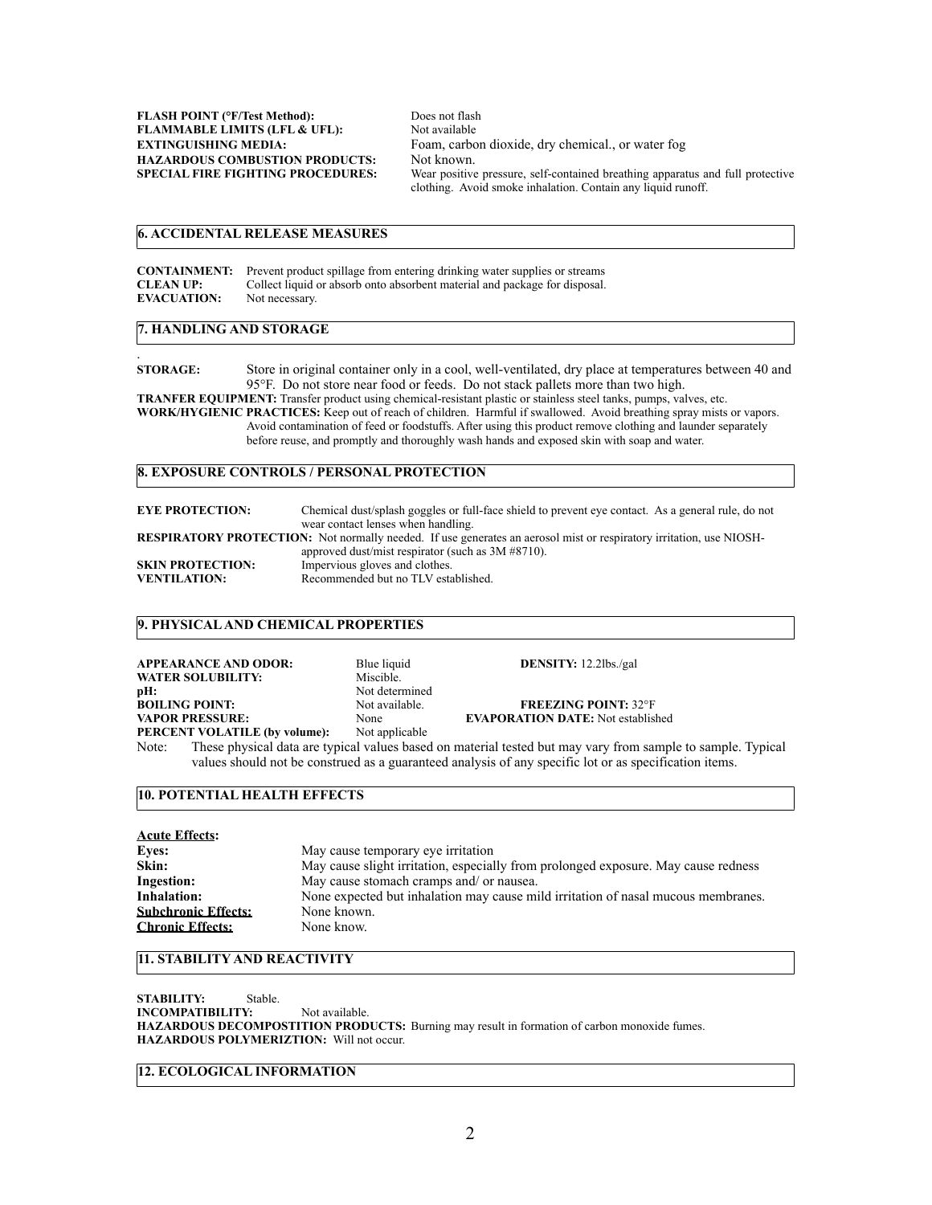**FLASH POINT (°F/Test Method):** Does not flash
**FLAMMABLE LIMITS (LFL & UFL):** Not available
**EXTINGUISHING MEDIA:** Foam, carbon dioxide, dry chemical., or water fog
**HAZARDOUS COMBUSTION PRODUCTS:** Not known.
**SPECIAL FIRE FIGHTING PROCEDURES:** Wear positive pressure, self-contained breathing apparatus and full protective clothing. Avoid smoke inhalation. Contain any liquid runoff.

## 6. ACCIDENTAL RELEASE MEASURES

**CONTAINMENT:** Prevent product spillage from entering drinking water supplies or streams
**CLEAN UP:** Collect liquid or absorb onto absorbent material and package for disposal.
**EVACUATION:** Not necessary.

## 7. HANDLING AND STORAGE

.
**STORAGE:** Store in original container only in a cool, well-ventilated, dry place at temperatures between 40 and 95°F. Do not store near food or feeds. Do not stack pallets more than two high.
**TRANFER EQUIPMENT:** Transfer product using chemical-resistant plastic or stainless steel tanks, pumps, valves, etc.
**WORK/HYGIENIC PRACTICES:** Keep out of reach of children. Harmful if swallowed. Avoid breathing spray mists or vapors. Avoid contamination of feed or foodstuffs. After using this product remove clothing and launder separately before reuse, and promptly and thoroughly wash hands and exposed skin with soap and water.

## 8. EXPOSURE CONTROLS / PERSONAL PROTECTION

**EYE PROTECTION:** Chemical dust/splash goggles or full-face shield to prevent eye contact. As a general rule, do not wear contact lenses when handling.
**RESPIRATORY PROTECTION:** Not normally needed. If use generates an aerosol mist or respiratory irritation, use NIOSH-approved dust/mist respirator (such as 3M #8710).
**SKIN PROTECTION:** Impervious gloves and clothes.
**VENTILATION:** Recommended but no TLV established.

## 9. PHYSICAL AND CHEMICAL PROPERTIES

**APPEARANCE AND ODOR:** Blue liquid
**DENSITY:** 12.2lbs./gal
**WATER SOLUBILITY:** Miscible.
**pH:** Not determined
**BOILING POINT:** Not available.
**FREEZING POINT:** 32°F
**VAPOR PRESSURE:** None
**EVAPORATION DATE:** Not established
**PERCENT VOLATILE (by volume):** Not applicable

Note: These physical data are typical values based on material tested but may vary from sample to sample. Typical values should not be construed as a guaranteed analysis of any specific lot or as specification items.

## 10. POTENTIAL HEALTH EFFECTS

**Acute Effects:**
**Eyes:** May cause temporary eye irritation
**Skin:** May cause slight irritation, especially from prolonged exposure. May cause redness
**Ingestion:** May cause stomach cramps and/ or nausea.
**Inhalation:** None expected but inhalation may cause mild irritation of nasal mucous membranes.
**Subchronic Effects:** None known.
**Chronic Effects:** None know.

## 11. STABILITY AND REACTIVITY

**STABILITY:** Stable.
**INCOMPATIBILITY:** Not available.
**HAZARDOUS DECOMPOSTITION PRODUCTS:** Burning may result in formation of carbon monoxide fumes.
**HAZARDOUS POLYMERIZTION:** Will not occur.

## 12. ECOLOGICAL INFORMATION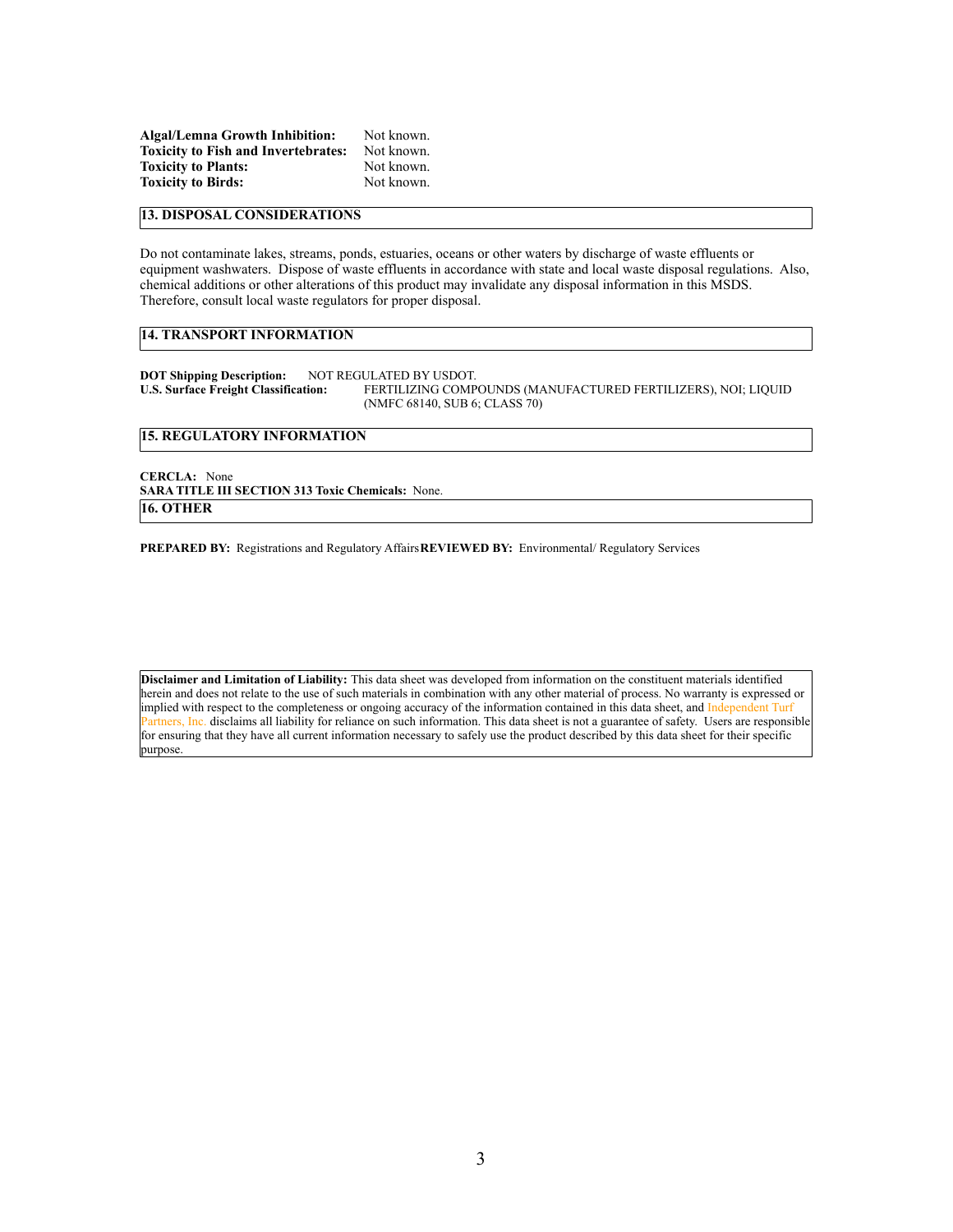**Algal/Lemna Growth Inhibition:** Not known.
**Toxicity to Fish and Invertebrates:** Not known.
**Toxicity to Plants:** Not known.
**Toxicity to Birds:** Not known.

## 13. DISPOSAL CONSIDERATIONS

Do not contaminate lakes, streams, ponds, estuaries, oceans or other waters by discharge of waste effluents or equipment washwaters. Dispose of waste effluents in accordance with state and local waste disposal regulations. Also, chemical additions or other alterations of this product may invalidate any disposal information in this MSDS. Therefore, consult local waste regulators for proper disposal.

## 14. TRANSPORT INFORMATION

**DOT Shipping Description:** NOT REGULATED BY USDOT.
**U.S. Surface Freight Classification:** FERTILIZING COMPOUNDS (MANUFACTURED FERTILIZERS), NOI; LIQUID (NMFC 68140, SUB 6; CLASS 70)

## 15. REGULATORY INFORMATION

**CERCLA:** None
**SARA TITLE III SECTION 313 Toxic Chemicals:** None.

## 16. OTHER

**PREPARED BY:** Registrations and Regulatory Affairs **REVIEWED BY:** Environmental/ Regulatory Services

**Disclaimer and Limitation of Liability:** This data sheet was developed from information on the constituent materials identified herein and does not relate to the use of such materials in combination with any other material of process. No warranty is expressed or implied with respect to the completeness or ongoing accuracy of the information contained in this data sheet, and Independent Turf Partners, Inc. disclaims all liability for reliance on such information. This data sheet is not a guarantee of safety. Users are responsible for ensuring that they have all current information necessary to safely use the product described by this data sheet for their specific purpose.